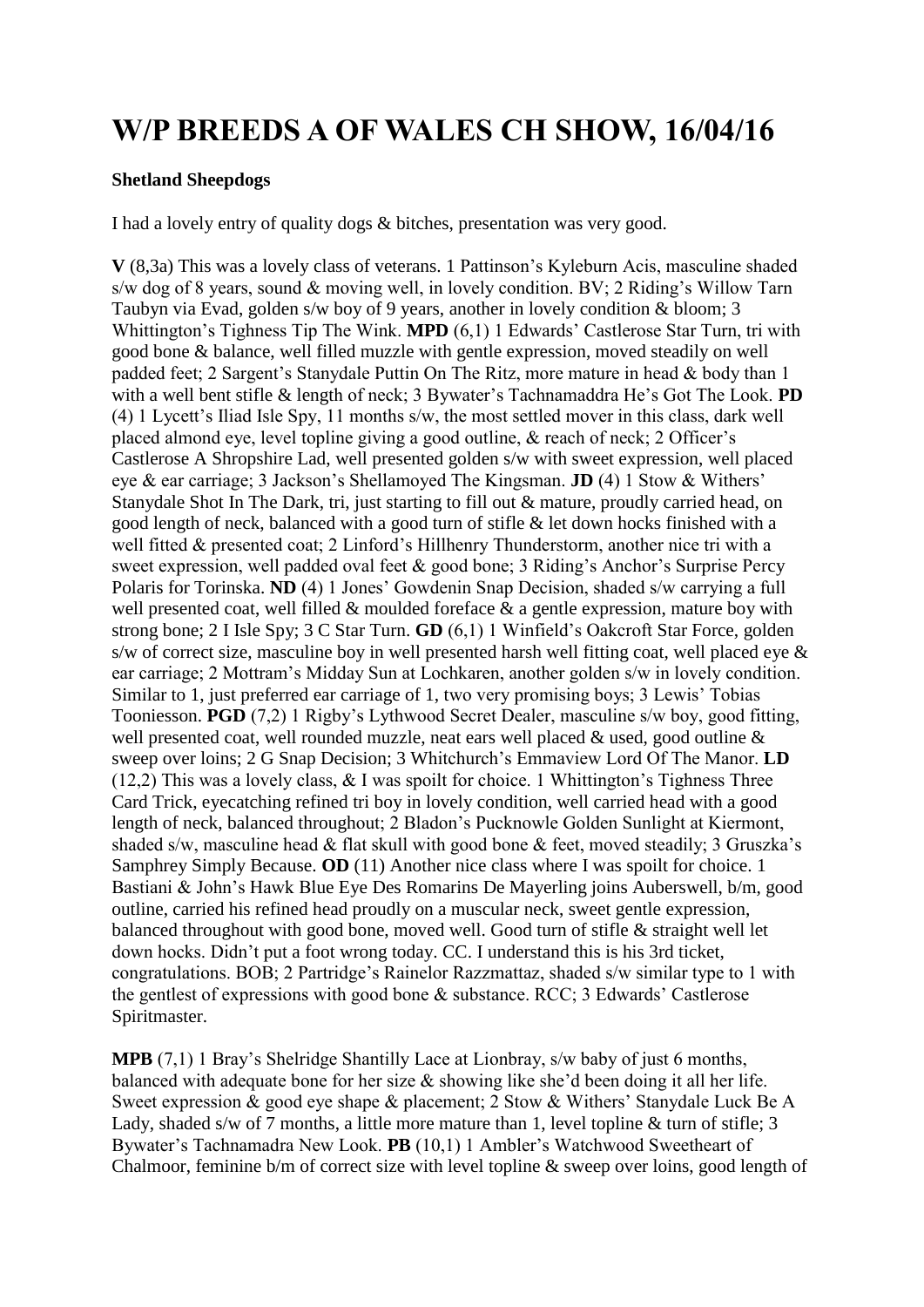# W/P BREEDS A OF WALES CH SHOW, 16/04/16

**Shetland Sheepdogs**

I had a lovely entry of quality dogs & bitches, presentation was very good.

**V** (8,3a) This was a lovely class of veterans. 1 Pattinson's Kyleburn Acis, masculine shaded s/w dog of 8 years, sound & moving well, in lovely condition. BV; 2 Riding's Willow Tarn Taubyn via Evad, golden s/w boy of 9 years, another in lovely condition & bloom; 3 Whittington's Tighness Tip The Wink. **MPD** (6,1) 1 Edwards' Castlerose Star Turn, tri with good bone & balance, well filled muzzle with gentle expression, moved steadily on well padded feet; 2 Sargent's Stanydale Puttin On The Ritz, more mature in head & body than 1 with a well bent stifle & length of neck; 3 Bywater's Tachnamaddra He's Got The Look. **PD** (4) 1 Lycett's Iliad Isle Spy, 11 months s/w, the most settled mover in this class, dark well placed almond eye, level topline giving a good outline, & reach of neck; 2 Officer's Castlerose A Shropshire Lad, well presented golden s/w with sweet expression, well placed eye & ear carriage; 3 Jackson's Shellamoyed The Kingsman. **JD** (4) 1 Stow & Withers' Stanydale Shot In The Dark, tri, just starting to fill out & mature, proudly carried head, on good length of neck, balanced with a good turn of stifle & let down hocks finished with a well fitted & presented coat; 2 Linford's Hillhenry Thunderstorm, another nice tri with a sweet expression, well padded oval feet & good bone; 3 Riding's Anchor's Surprise Percy Polaris for Torinska. **ND** (4) 1 Jones' Gowdenin Snap Decision, shaded s/w carrying a full well presented coat, well filled & moulded foreface & a gentle expression, mature boy with strong bone; 2 I Isle Spy; 3 C Star Turn. **GD** (6,1) 1 Winfield's Oakcroft Star Force, golden s/w of correct size, masculine boy in well presented harsh well fitting coat, well placed eye & ear carriage; 2 Mottram's Midday Sun at Lochkaren, another golden s/w in lovely condition. Similar to 1, just preferred ear carriage of 1, two very promising boys; 3 Lewis' Tobias Tooniesson. **PGD** (7,2) 1 Rigby's Lythwood Secret Dealer, masculine s/w boy, good fitting, well presented coat, well rounded muzzle, neat ears well placed & used, good outline & sweep over loins; 2 G Snap Decision; 3 Whitchurch's Emmaview Lord Of The Manor. **LD** (12,2) This was a lovely class, & I was spoilt for choice. 1 Whittington's Tighness Three Card Trick, eyecatching refined tri boy in lovely condition, well carried head with a good length of neck, balanced throughout; 2 Bladon's Pucknowle Golden Sunlight at Kiermont, shaded s/w, masculine head & flat skull with good bone & feet, moved steadily; 3 Gruszka's Samphrey Simply Because. **OD** (11) Another nice class where I was spoilt for choice. 1 Bastiani & John's Hawk Blue Eye Des Romarins De Mayerling joins Auberswell, b/m, good outline, carried his refined head proudly on a muscular neck, sweet gentle expression, balanced throughout with good bone, moved well. Good turn of stifle & straight well let down hocks. Didn't put a foot wrong today. CC. I understand this is his 3rd ticket, congratulations. BOB; 2 Partridge's Rainelor Razzmattaz, shaded s/w similar type to 1 with the gentlest of expressions with good bone & substance. RCC; 3 Edwards' Castlerose Spiritmaster.

**MPB** (7,1) 1 Bray's Shelridge Shantilly Lace at Lionbray, s/w baby of just 6 months, balanced with adequate bone for her size & showing like she'd been doing it all her life. Sweet expression & good eye shape & placement; 2 Stow & Withers' Stanydale Luck Be A Lady, shaded s/w of 7 months, a little more mature than 1, level topline & turn of stifle; 3 Bywater's Tachnamadra New Look. **PB** (10,1) 1 Ambler's Watchwood Sweetheart of Chalmoor, feminine b/m of correct size with level topline & sweep over loins, good length of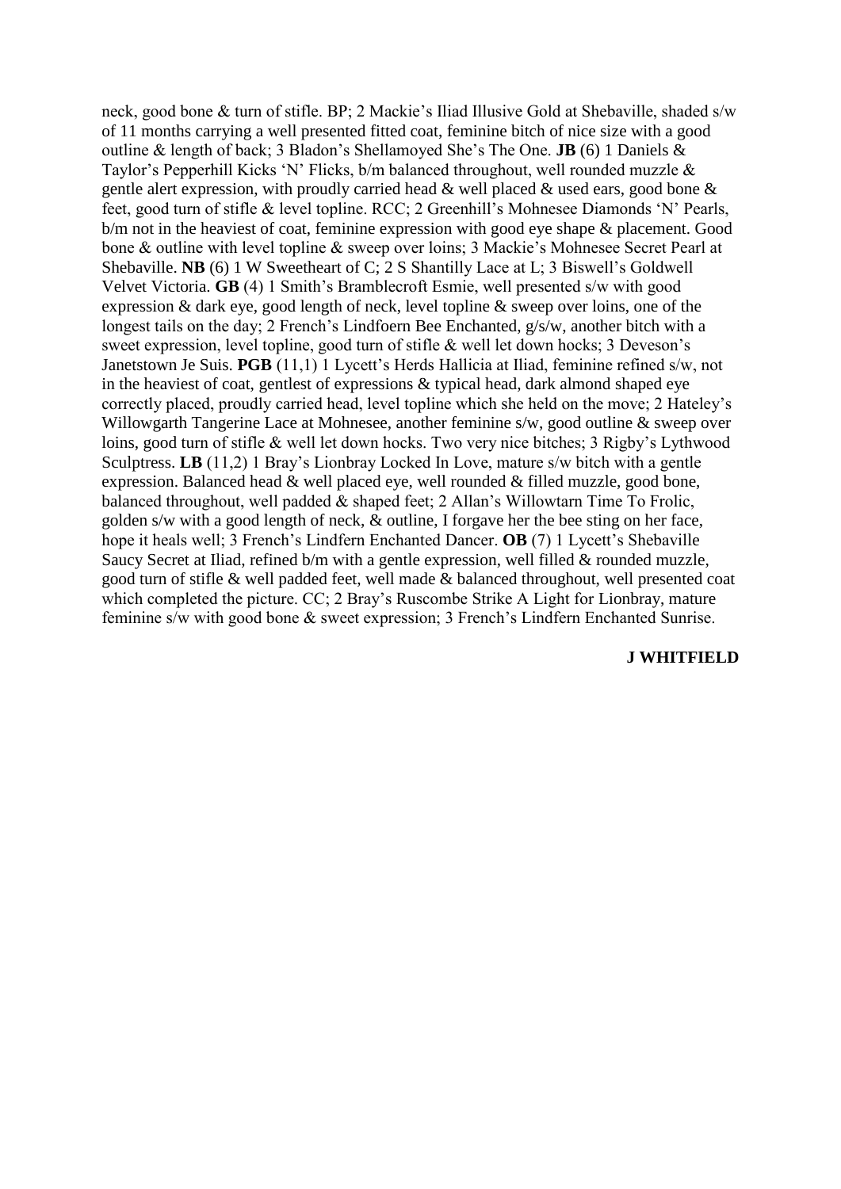neck, good bone & turn of stifle. BP; 2 Mackie's Iliad Illusive Gold at Shebaville, shaded s/w of 11 months carrying a well presented fitted coat, feminine bitch of nice size with a good outline & length of back; 3 Bladon's Shellamoyed She's The One. **JB** (6) 1 Daniels & Taylor's Pepperhill Kicks 'N' Flicks, b/m balanced throughout, well rounded muzzle & gentle alert expression, with proudly carried head & well placed & used ears, good bone & feet, good turn of stifle & level topline. RCC; 2 Greenhill's Mohnesee Diamonds 'N' Pearls, b/m not in the heaviest of coat, feminine expression with good eye shape & placement. Good bone & outline with level topline & sweep over loins; 3 Mackie's Mohnesee Secret Pearl at Shebaville. **NB** (6) 1 W Sweetheart of C; 2 S Shantilly Lace at L; 3 Biswell's Goldwell Velvet Victoria. **GB** (4) 1 Smith's Bramblecroft Esmie, well presented s/w with good expression & dark eye, good length of neck, level topline & sweep over loins, one of the longest tails on the day; 2 French's Lindfoern Bee Enchanted, g/s/w, another bitch with a sweet expression, level topline, good turn of stifle & well let down hocks; 3 Deveson's Janetstown Je Suis. **PGB** (11,1) 1 Lycett's Herds Hallicia at Iliad, feminine refined s/w, not in the heaviest of coat, gentlest of expressions & typical head, dark almond shaped eye correctly placed, proudly carried head, level topline which she held on the move; 2 Hateley's Willowgarth Tangerine Lace at Mohnesee, another feminine s/w, good outline & sweep over loins, good turn of stifle & well let down hocks. Two very nice bitches; 3 Rigby's Lythwood Sculptress. **LB** (11,2) 1 Bray's Lionbray Locked In Love, mature s/w bitch with a gentle expression. Balanced head & well placed eye, well rounded & filled muzzle, good bone, balanced throughout, well padded & shaped feet; 2 Allan's Willowtarn Time To Frolic, golden s/w with a good length of neck, & outline, I forgave her the bee sting on her face, hope it heals well; 3 French's Lindfern Enchanted Dancer. **OB** (7) 1 Lycett's Shebaville Saucy Secret at Iliad, refined b/m with a gentle expression, well filled & rounded muzzle, good turn of stifle & well padded feet, well made & balanced throughout, well presented coat which completed the picture. CC; 2 Bray's Ruscombe Strike A Light for Lionbray, mature feminine s/w with good bone & sweet expression; 3 French's Lindfern Enchanted Sunrise.

**J WHITFIELD**